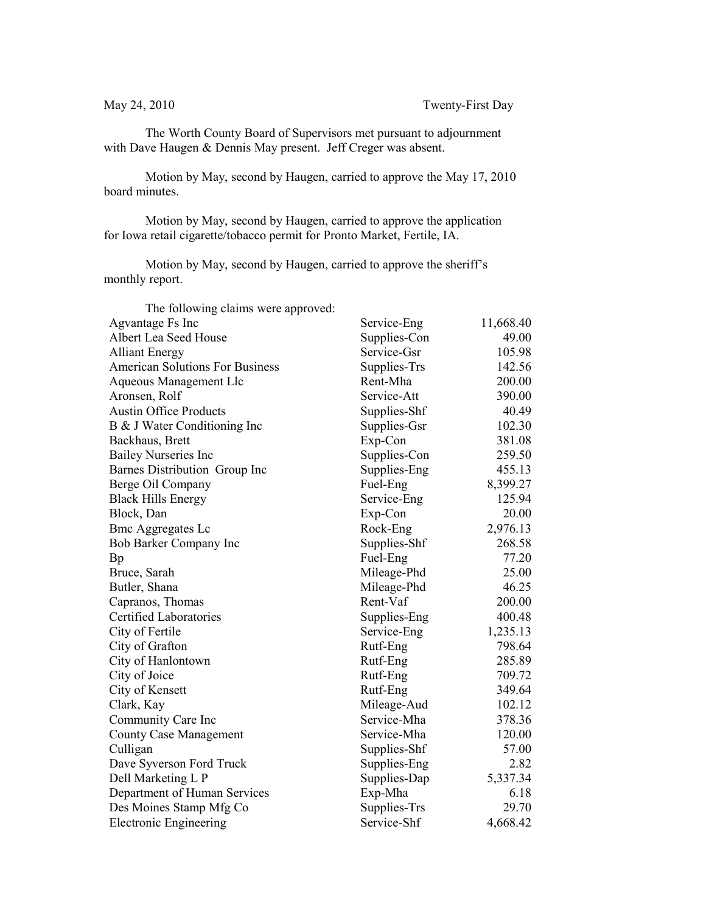May 24, 2010 Twenty-First Day

The Worth County Board of Supervisors met pursuant to adjournment with Dave Haugen & Dennis May present. Jeff Creger was absent.

Motion by May, second by Haugen, carried to approve the May 17, 2010 board minutes.

Motion by May, second by Haugen, carried to approve the application for Iowa retail cigarette/tobacco permit for Pronto Market, Fertile, IA.

Motion by May, second by Haugen, carried to approve the sheriff's monthly report.

The following claims were approved:

| | | |
|---|---|---|
| Agvantage Fs Inc | Service-Eng | 11,668.40 |
| Albert Lea Seed House | Supplies-Con | 49.00 |
| Alliant Energy | Service-Gsr | 105.98 |
| American Solutions For Business | Supplies-Trs | 142.56 |
| Aqueous Management Llc | Rent-Mha | 200.00 |
| Aronsen, Rolf | Service-Att | 390.00 |
| Austin Office Products | Supplies-Shf | 40.49 |
| B & J Water Conditioning Inc | Supplies-Gsr | 102.30 |
| Backhaus, Brett | Exp-Con | 381.08 |
| Bailey Nurseries Inc | Supplies-Con | 259.50 |
| Barnes Distribution Group Inc | Supplies-Eng | 455.13 |
| Berge Oil Company | Fuel-Eng | 8,399.27 |
| Black Hills Energy | Service-Eng | 125.94 |
| Block, Dan | Exp-Con | 20.00 |
| Bmc Aggregates Lc | Rock-Eng | 2,976.13 |
| Bob Barker Company Inc | Supplies-Shf | 268.58 |
| Bp | Fuel-Eng | 77.20 |
| Bruce, Sarah | Mileage-Phd | 25.00 |
| Butler, Shana | Mileage-Phd | 46.25 |
| Capranos, Thomas | Rent-Vaf | 200.00 |
| Certified Laboratories | Supplies-Eng | 400.48 |
| City of Fertile | Service-Eng | 1,235.13 |
| City of Grafton | Rutf-Eng | 798.64 |
| City of Hanlontown | Rutf-Eng | 285.89 |
| City of Joice | Rutf-Eng | 709.72 |
| City of Kensett | Rutf-Eng | 349.64 |
| Clark, Kay | Mileage-Aud | 102.12 |
| Community Care Inc | Service-Mha | 378.36 |
| County Case Management | Service-Mha | 120.00 |
| Culligan | Supplies-Shf | 57.00 |
| Dave Syverson Ford Truck | Supplies-Eng | 2.82 |
| Dell Marketing L P | Supplies-Dap | 5,337.34 |
| Department of Human Services | Exp-Mha | 6.18 |
| Des Moines Stamp Mfg Co | Supplies-Trs | 29.70 |
| Electronic Engineering | Service-Shf | 4,668.42 |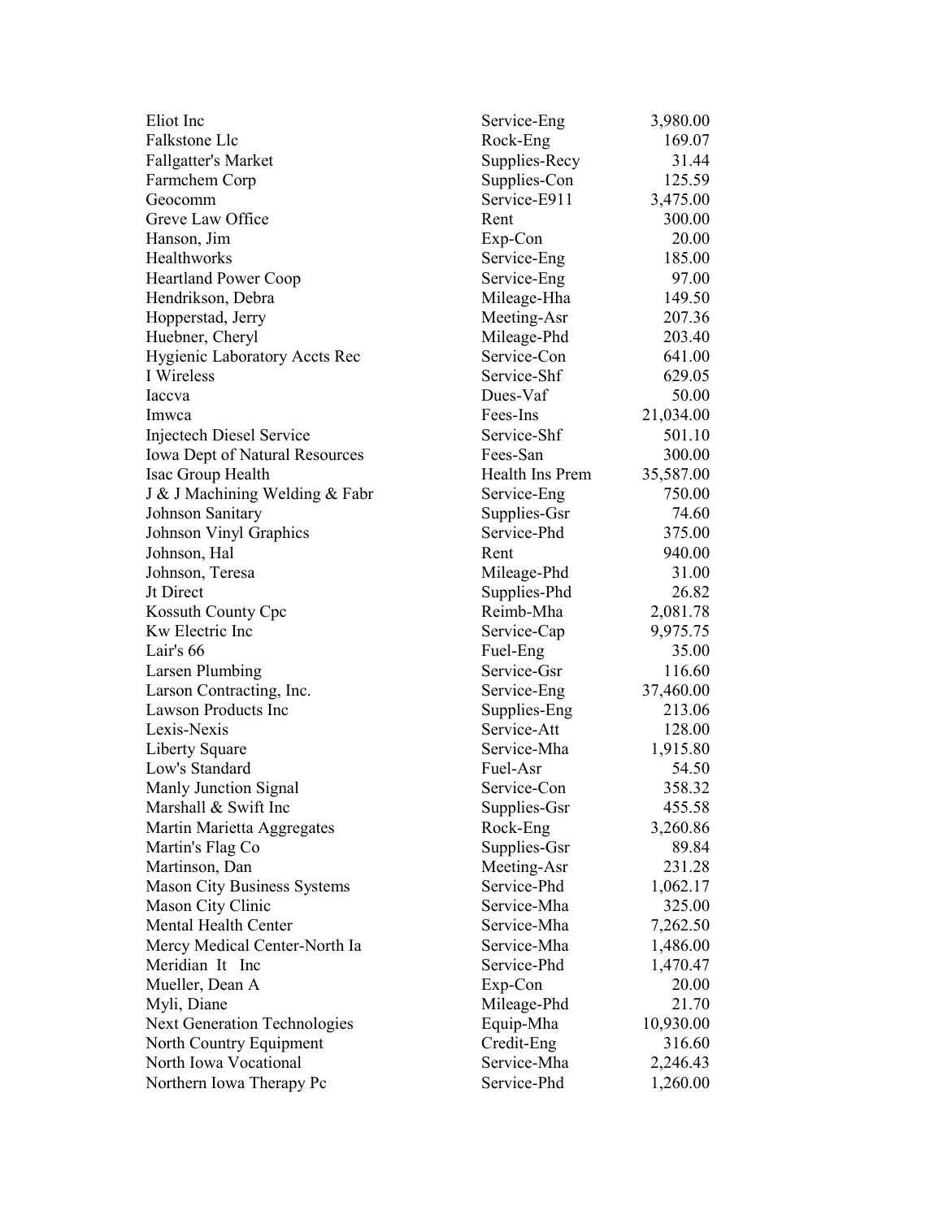| | | |
|---|---|---|
| Eliot Inc | Service-Eng | 3,980.00 |
| Falkstone Llc | Rock-Eng | 169.07 |
| Fallgatter's Market | Supplies-Recy | 31.44 |
| Farmchem Corp | Supplies-Con | 125.59 |
| Geocomm | Service-E911 | 3,475.00 |
| Greve Law Office | Rent | 300.00 |
| Hanson, Jim | Exp-Con | 20.00 |
| Healthworks | Service-Eng | 185.00 |
| Heartland Power Coop | Service-Eng | 97.00 |
| Hendrikson, Debra | Mileage-Hha | 149.50 |
| Hopperstad, Jerry | Meeting-Asr | 207.36 |
| Huebner, Cheryl | Mileage-Phd | 203.40 |
| Hygienic Laboratory Accts Rec | Service-Con | 641.00 |
| I Wireless | Service-Shf | 629.05 |
| Iaccva | Dues-Vaf | 50.00 |
| Imwca | Fees-Ins | 21,034.00 |
| Injectech Diesel Service | Service-Shf | 501.10 |
| Iowa Dept of Natural Resources | Fees-San | 300.00 |
| Isac Group Health | Health Ins Prem | 35,587.00 |
| J & J Machining Welding & Fabr | Service-Eng | 750.00 |
| Johnson Sanitary | Supplies-Gsr | 74.60 |
| Johnson Vinyl Graphics | Service-Phd | 375.00 |
| Johnson, Hal | Rent | 940.00 |
| Johnson, Teresa | Mileage-Phd | 31.00 |
| Jt Direct | Supplies-Phd | 26.82 |
| Kossuth County Cpc | Reimb-Mha | 2,081.78 |
| Kw Electric Inc | Service-Cap | 9,975.75 |
| Lair's 66 | Fuel-Eng | 35.00 |
| Larsen Plumbing | Service-Gsr | 116.60 |
| Larson Contracting, Inc. | Service-Eng | 37,460.00 |
| Lawson Products Inc | Supplies-Eng | 213.06 |
| Lexis-Nexis | Service-Att | 128.00 |
| Liberty Square | Service-Mha | 1,915.80 |
| Low's Standard | Fuel-Asr | 54.50 |
| Manly Junction Signal | Service-Con | 358.32 |
| Marshall & Swift Inc | Supplies-Gsr | 455.58 |
| Martin Marietta Aggregates | Rock-Eng | 3,260.86 |
| Martin's Flag Co | Supplies-Gsr | 89.84 |
| Martinson, Dan | Meeting-Asr | 231.28 |
| Mason City Business Systems | Service-Phd | 1,062.17 |
| Mason City Clinic | Service-Mha | 325.00 |
| Mental Health Center | Service-Mha | 7,262.50 |
| Mercy Medical Center-North Ia | Service-Mha | 1,486.00 |
| Meridian It Inc | Service-Phd | 1,470.47 |
| Mueller, Dean A | Exp-Con | 20.00 |
| Myli, Diane | Mileage-Phd | 21.70 |
| Next Generation Technologies | Equip-Mha | 10,930.00 |
| North Country Equipment | Credit-Eng | 316.60 |
| North Iowa Vocational | Service-Mha | 2,246.43 |
| Northern Iowa Therapy Pc | Service-Phd | 1,260.00 |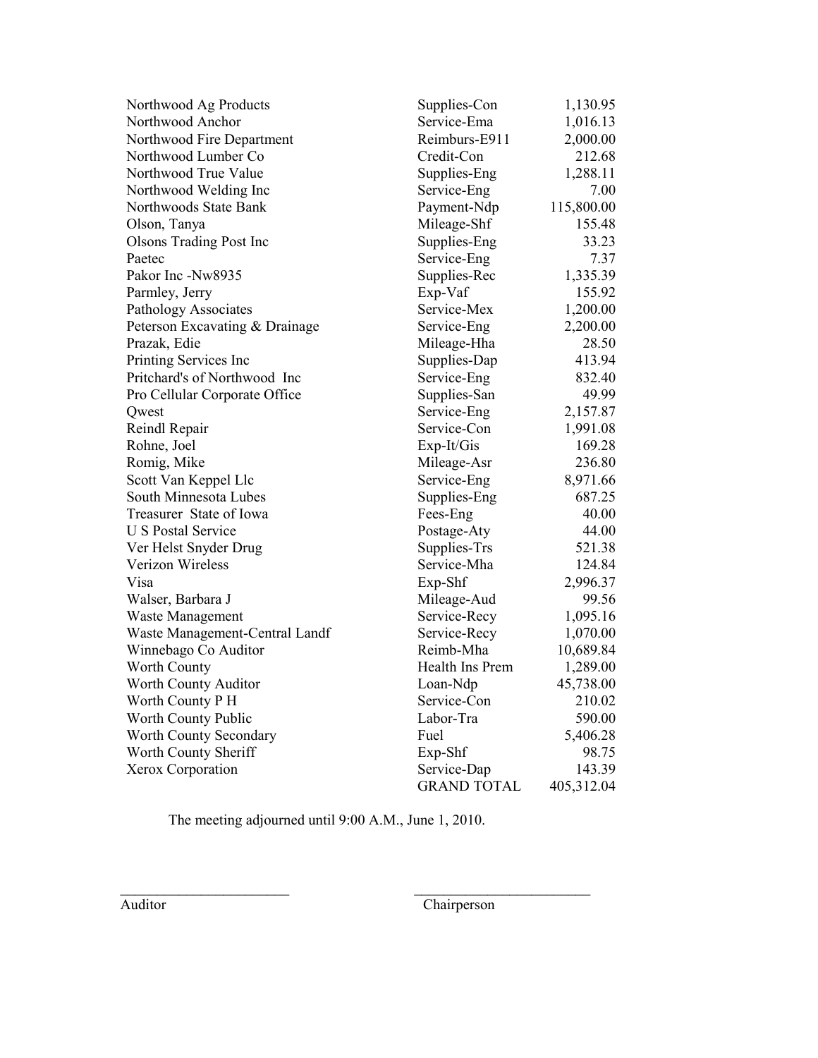| | | |
|---|---|---|
| Northwood Ag Products | Supplies-Con | 1,130.95 |
| Northwood Anchor | Service-Ema | 1,016.13 |
| Northwood Fire Department | Reimburs-E911 | 2,000.00 |
| Northwood Lumber Co | Credit-Con | 212.68 |
| Northwood True Value | Supplies-Eng | 1,288.11 |
| Northwood Welding Inc | Service-Eng | 7.00 |
| Northwoods State Bank | Payment-Ndp | 115,800.00 |
| Olson, Tanya | Mileage-Shf | 155.48 |
| Olsons Trading Post Inc | Supplies-Eng | 33.23 |
| Paetec | Service-Eng | 7.37 |
| Pakor Inc -Nw8935 | Supplies-Rec | 1,335.39 |
| Parmley, Jerry | Exp-Vaf | 155.92 |
| Pathology Associates | Service-Mex | 1,200.00 |
| Peterson Excavating & Drainage | Service-Eng | 2,200.00 |
| Prazak, Edie | Mileage-Hha | 28.50 |
| Printing Services Inc | Supplies-Dap | 413.94 |
| Pritchard's of Northwood Inc | Service-Eng | 832.40 |
| Pro Cellular Corporate Office | Supplies-San | 49.99 |
| Qwest | Service-Eng | 2,157.87 |
| Reindl Repair | Service-Con | 1,991.08 |
| Rohne, Joel | Exp-It/Gis | 169.28 |
| Romig, Mike | Mileage-Asr | 236.80 |
| Scott Van Keppel Llc | Service-Eng | 8,971.66 |
| South Minnesota Lubes | Supplies-Eng | 687.25 |
| Treasurer State of Iowa | Fees-Eng | 40.00 |
| U S Postal Service | Postage-Aty | 44.00 |
| Ver Helst Snyder Drug | Supplies-Trs | 521.38 |
| Verizon Wireless | Service-Mha | 124.84 |
| Visa | Exp-Shf | 2,996.37 |
| Walser, Barbara J | Mileage-Aud | 99.56 |
| Waste Management | Service-Recy | 1,095.16 |
| Waste Management-Central Landf | Service-Recy | 1,070.00 |
| Winnebago Co Auditor | Reimb-Mha | 10,689.84 |
| Worth County | Health Ins Prem | 1,289.00 |
| Worth County Auditor | Loan-Ndp | 45,738.00 |
| Worth County P H | Service-Con | 210.02 |
| Worth County Public | Labor-Tra | 590.00 |
| Worth County Secondary | Fuel | 5,406.28 |
| Worth County Sheriff | Exp-Shf | 98.75 |
| Xerox Corporation | Service-Dap | 143.39 |
| | GRAND TOTAL | 405,312.04 |

The meeting adjourned until 9:00 A.M., June 1, 2010.

\_\_\_\_\_\_\_\_\_\_\_\_\_\_\_\_\_\_\_\_\_\_\_\_ \_\_\_\_\_\_\_\_\_\_\_\_\_\_\_\_\_\_\_\_\_\_\_\_

Auditor Chairperson